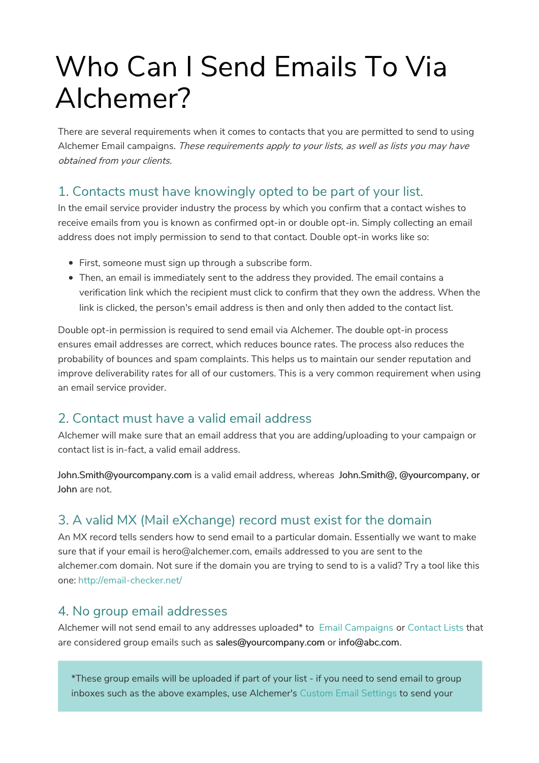# Who Can I Send Emails To Via Alchemer?

There are several requirements when it comes to contacts that you are permitted to send to using Alchemer Email campaigns. *These requirements apply to your lists, as well as lists you may have obtained from your clients.*

## 1. Contacts must have knowingly opted to be part of your list.

In the email service provider industry the process by which you confirm that a contact wishes to receive emails from you is known as confirmed opt-in or double opt-in. Simply collecting an email address does not imply permission to send to that contact. Double opt-in works like so:

- First, someone must sign up through a subscribe form.
- Then, an email is immediately sent to the address they provided. The email contains a verification link which the recipient must click to confirm that they own the address. When the link is clicked, the person's email address is then and only then added to the contact list.

Double opt-in permission is required to send email via Alchemer. The double opt-in process ensures email addresses are correct, which reduces bounce rates. The process also reduces the probability of bounces and spam complaints. This helps us to maintain our sender reputation and improve deliverability rates for all of our customers. This is a very common requirement when using an email service provider.

## 2. Contact must have a valid email address

Alchemer will make sure that an email address that you are adding/uploading to your campaign or contact list is in-fact, a valid email address.

**John.Smith@yourcompany.com** is a valid email address, whereas **John.Smith@, @yourcompany, or John** are not.

## 3. A valid MX (Mail eXchange) record must exist for the domain

An MX record tells senders how to send email to a particular domain. Essentially we want to make sure that if your email is hero@alchemer.com, emails addressed to you are sent to the alchemer.com domain. Not sure if the domain you are trying to send to is a valid? Try a tool like this one: http://email-checker.net/

## 4. No group email addresses

Alchemer will not send email to any addresses uploaded* to Email Campaigns or Contact Lists that are considered group emails such as **sales@yourcompany.com** or **info@abc.com**.

> *These group emails will be uploaded if part of your list - if you need to send email to group inboxes such as the above examples, use Alchemer's Custom Email Settings to send your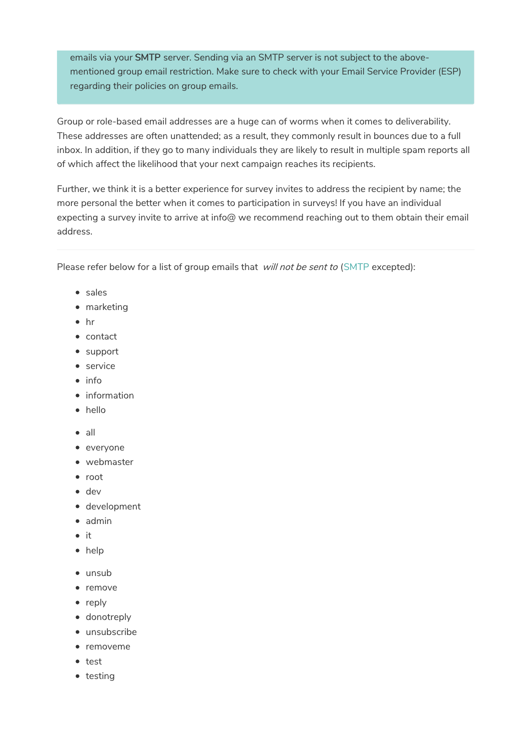> emails via your **SMTP** server. Sending via an SMTP server is not subject to the above-mentioned group email restriction. Make sure to check with your Email Service Provider (ESP) regarding their policies on group emails.

Group or role-based email addresses are a huge can of worms when it comes to deliverability. These addresses are often unattended; as a result, they commonly result in bounces due to a full inbox. In addition, if they go to many individuals they are likely to result in multiple spam reports all of which affect the likelihood that your next campaign reaches its recipients.

Further, we think it is a better experience for survey invites to address the recipient by name; the more personal the better when it comes to participation in surveys! If you have an individual expecting a survey invite to arrive at info@ we recommend reaching out to them obtain their email address.

---

Please refer below for a list of group emails that *will not be sent to* (SMTP excepted):

- sales
- marketing
- hr
- contact
- support
- service
- info
- information
- hello

- all
- everyone
- webmaster
- root
- dev
- development
- admin
- it
- help

- unsub
- remove
- reply
- donotreply
- unsubscribe
- removeme
- test
- testing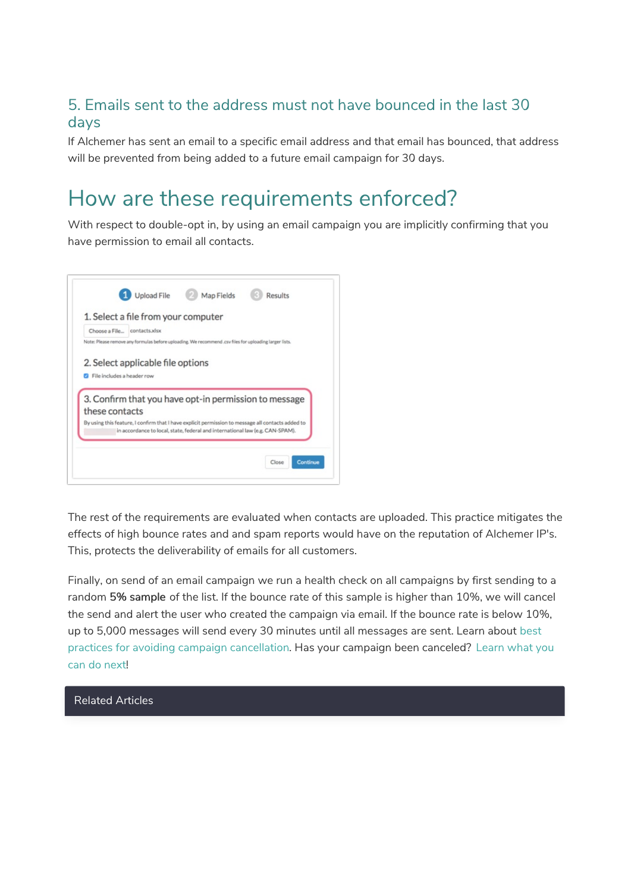### 5. Emails sent to the address must not have bounced in the last 30 days

If Alchemer has sent an email to a specific email address and that email has bounced, that address will be prevented from being added to a future email campaign for 30 days.

## How are these requirements enforced?

With respect to double-opt in, by using an email campaign you are implicitly confirming that you have permission to email all contacts.

The rest of the requirements are evaluated when contacts are uploaded. This practice mitigates the effects of high bounce rates and and spam reports would have on the reputation of Alchemer IP's. This, protects the deliverability of emails for all customers.

Finally, on send of an email campaign we run a health check on all campaigns by first sending to a random **5% sample** of the list. If the bounce rate of this sample is higher than 10%, we will cancel the send and alert the user who created the campaign via email. If the bounce rate is below 10%, up to 5,000 messages will send every 30 minutes until all messages are sent. Learn about best practices for avoiding campaign cancellation. Has your campaign been canceled? Learn what you can do next!

Related Articles